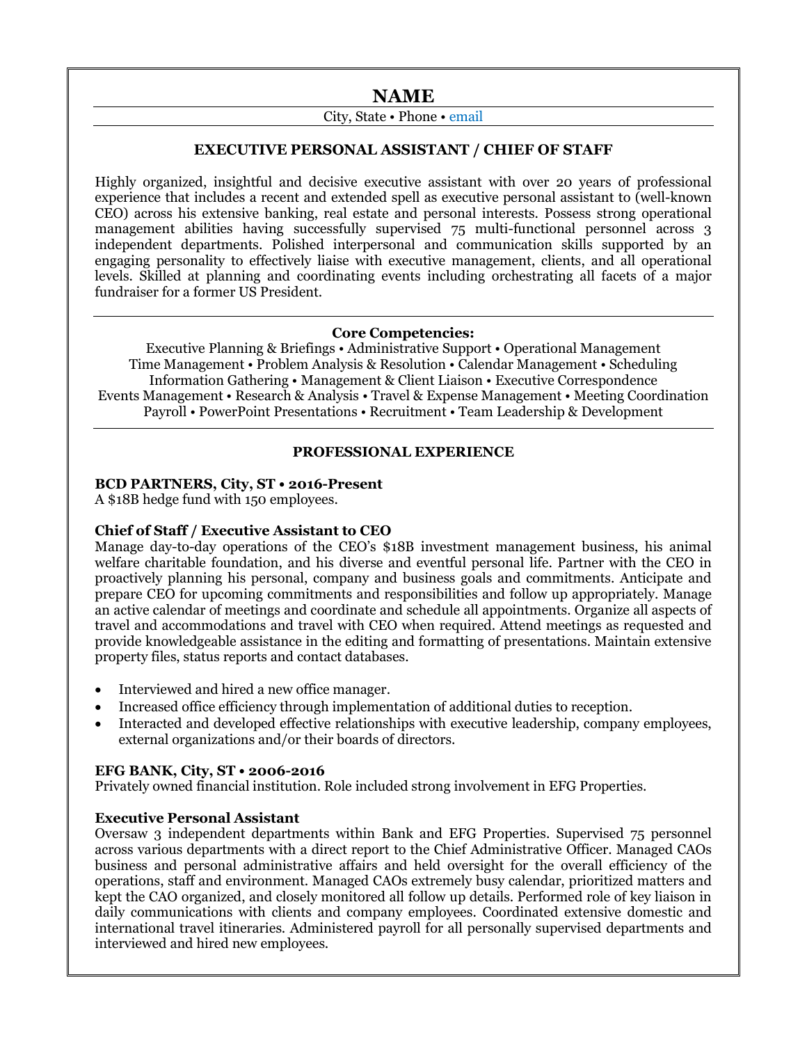# NAME

City, State • Phone • email

## EXECUTIVE PERSONAL ASSISTANT / CHIEF OF STAFF

Highly organized, insightful and decisive executive assistant with over 20 years of professional experience that includes a recent and extended spell as executive personal assistant to (well-known CEO) across his extensive banking, real estate and personal interests. Possess strong operational management abilities having successfully supervised 75 multi-functional personnel across 3 independent departments. Polished interpersonal and communication skills supported by an engaging personality to effectively liaise with executive management, clients, and all operational levels. Skilled at planning and coordinating events including orchestrating all facets of a major fundraiser for a former US President.

**Core Competencies:**

Executive Planning & Briefings • Administrative Support • Operational Management
Time Management • Problem Analysis & Resolution • Calendar Management • Scheduling
Information Gathering • Management & Client Liaison • Executive Correspondence
Events Management • Research & Analysis • Travel & Expense Management • Meeting Coordination
Payroll • PowerPoint Presentations • Recruitment • Team Leadership & Development

## PROFESSIONAL EXPERIENCE

**BCD PARTNERS, City, ST • 2016-Present**
A $18B hedge fund with 150 employees.

**Chief of Staff / Executive Assistant to CEO**
Manage day-to-day operations of the CEO's $18B investment management business, his animal welfare charitable foundation, and his diverse and eventful personal life. Partner with the CEO in proactively planning his personal, company and business goals and commitments. Anticipate and prepare CEO for upcoming commitments and responsibilities and follow up appropriately. Manage an active calendar of meetings and coordinate and schedule all appointments. Organize all aspects of travel and accommodations and travel with CEO when required. Attend meetings as requested and provide knowledgeable assistance in the editing and formatting of presentations. Maintain extensive property files, status reports and contact databases.

- Interviewed and hired a new office manager.
- Increased office efficiency through implementation of additional duties to reception.
- Interacted and developed effective relationships with executive leadership, company employees, external organizations and/or their boards of directors.

**EFG BANK, City, ST • 2006-2016**
Privately owned financial institution. Role included strong involvement in EFG Properties.

**Executive Personal Assistant**
Oversaw 3 independent departments within Bank and EFG Properties. Supervised 75 personnel across various departments with a direct report to the Chief Administrative Officer. Managed CAOs business and personal administrative affairs and held oversight for the overall efficiency of the operations, staff and environment. Managed CAOs extremely busy calendar, prioritized matters and kept the CAO organized, and closely monitored all follow up details. Performed role of key liaison in daily communications with clients and company employees. Coordinated extensive domestic and international travel itineraries. Administered payroll for all personally supervised departments and interviewed and hired new employees.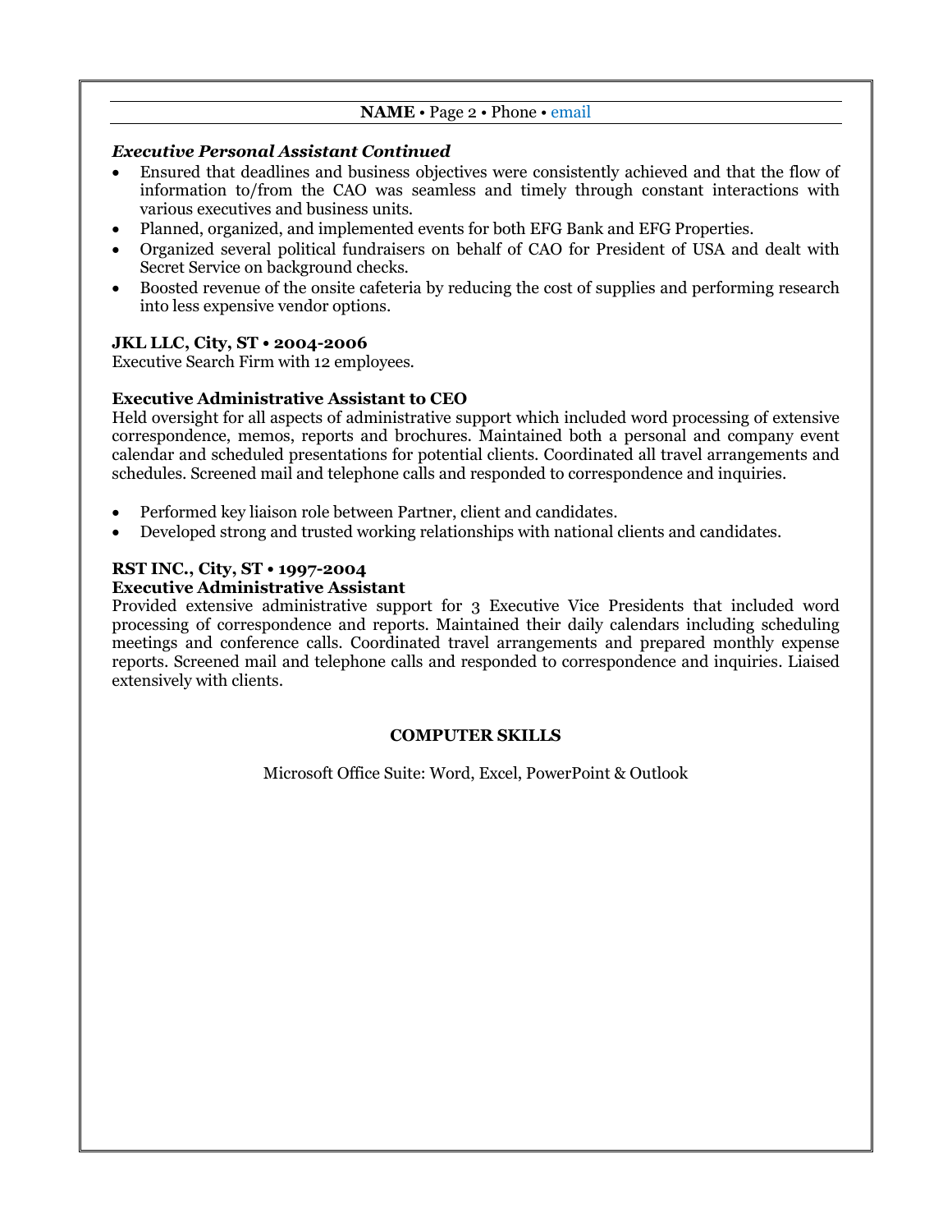***Executive Personal Assistant Continued***

- Ensured that deadlines and business objectives were consistently achieved and that the flow of information to/from the CAO was seamless and timely through constant interactions with various executives and business units.
- Planned, organized, and implemented events for both EFG Bank and EFG Properties.
- Organized several political fundraisers on behalf of CAO for President of USA and dealt with Secret Service on background checks.
- Boosted revenue of the onsite cafeteria by reducing the cost of supplies and performing research into less expensive vendor options.

**JKL LLC, City, ST • 2004-2006**
Executive Search Firm with 12 employees.

**Executive Administrative Assistant to CEO**
Held oversight for all aspects of administrative support which included word processing of extensive correspondence, memos, reports and brochures. Maintained both a personal and company event calendar and scheduled presentations for potential clients. Coordinated all travel arrangements and schedules. Screened mail and telephone calls and responded to correspondence and inquiries.

- Performed key liaison role between Partner, client and candidates.
- Developed strong and trusted working relationships with national clients and candidates.

**RST INC., City, ST • 1997-2004**
**Executive Administrative Assistant**
Provided extensive administrative support for 3 Executive Vice Presidents that included word processing of correspondence and reports. Maintained their daily calendars including scheduling meetings and conference calls. Coordinated travel arrangements and prepared monthly expense reports. Screened mail and telephone calls and responded to correspondence and inquiries. Liaised extensively with clients.

## COMPUTER SKILLS

Microsoft Office Suite: Word, Excel, PowerPoint & Outlook